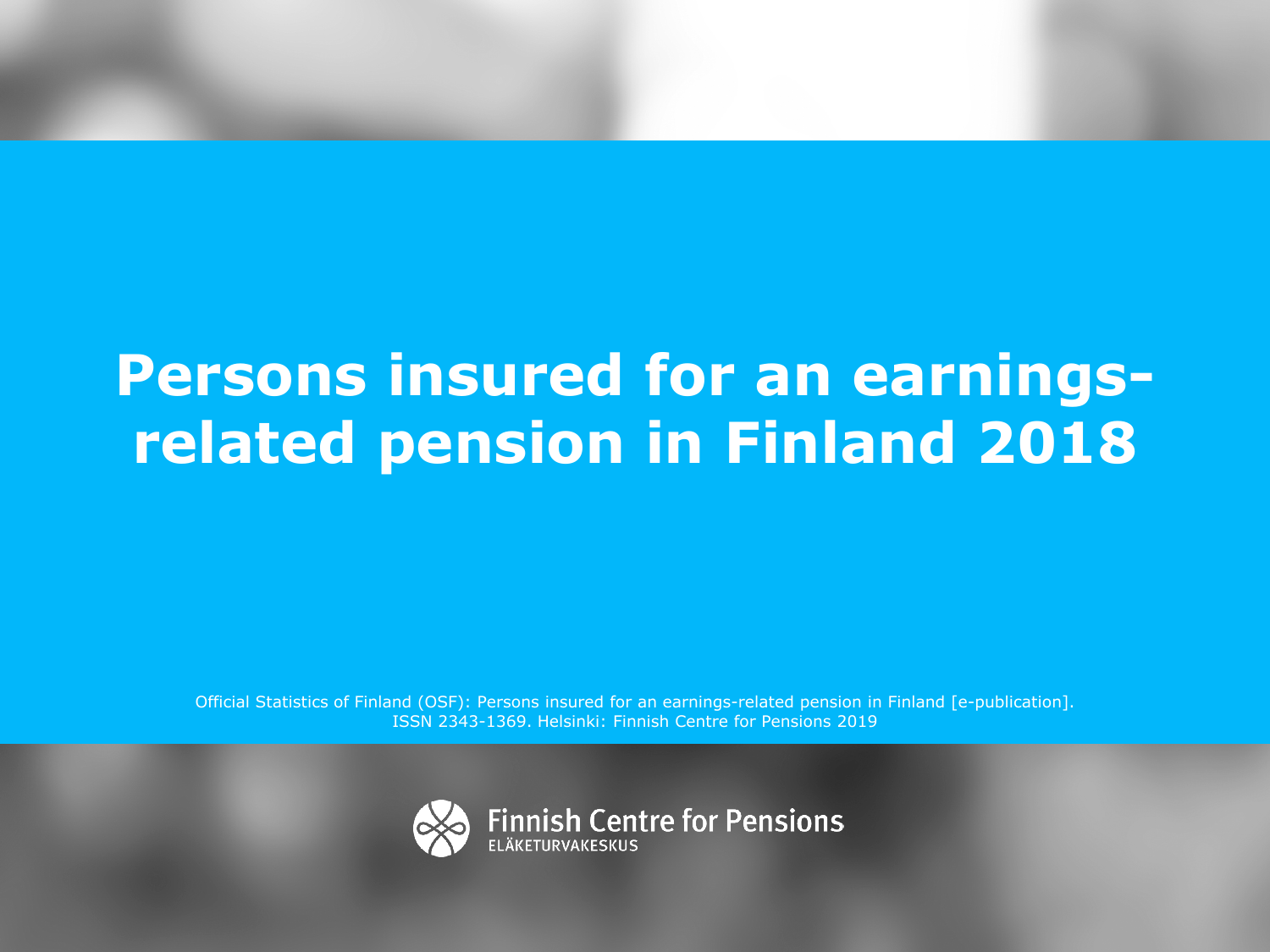# Persons insured for an earnings-related pension in Finland 2018

Official Statistics of Finland (OSF): Persons insured for an earnings-related pension in Finland [e-publication]. ISSN 2343-1369. Helsinki: Finnish Centre for Pensions 2019

Finnish Centre for Pensions
ELÄKETURVAKESKUS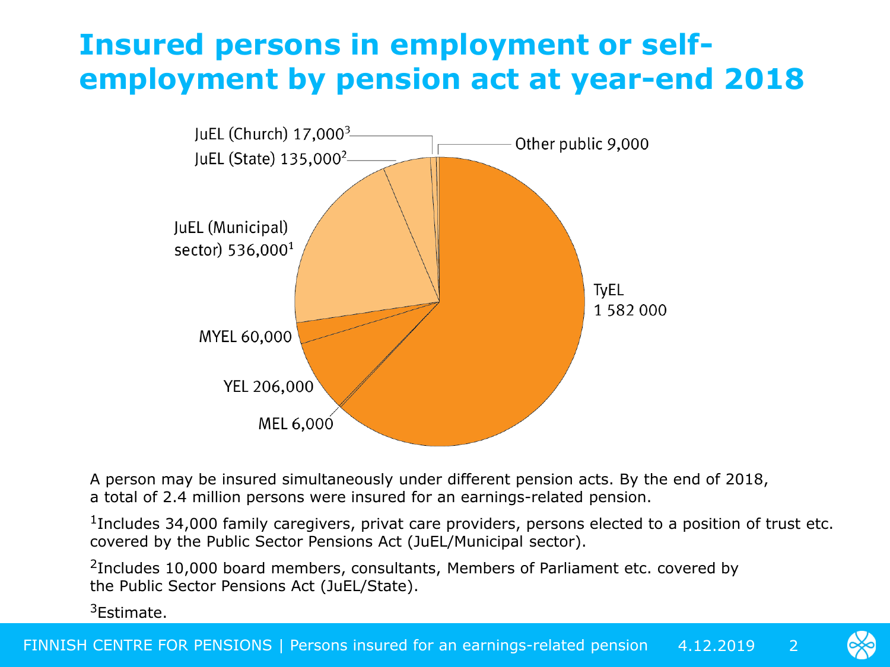# Insured persons in employment or self-employment by pension act at year-end 2018

JuEL (Church) 17,000[3]

JuEL (State) 135,000[2]

Other public 9,000

JuEL (Municipal) sector) 536,000[1]

TyEL 1 582 000

MYEL 60,000

YEL 206,000

MEL 6,000

A person may be insured simultaneously under different pension acts. By the end of 2018, a total of 2.4 million persons were insured for an earnings-related pension.

[1]Includes 34,000 family caregivers, privat care providers, persons elected to a position of trust etc. covered by the Public Sector Pensions Act (JuEL/Municipal sector).

[2]Includes 10,000 board members, consultants, Members of Parliament etc. covered by the Public Sector Pensions Act (JuEL/State).

[3]Estimate.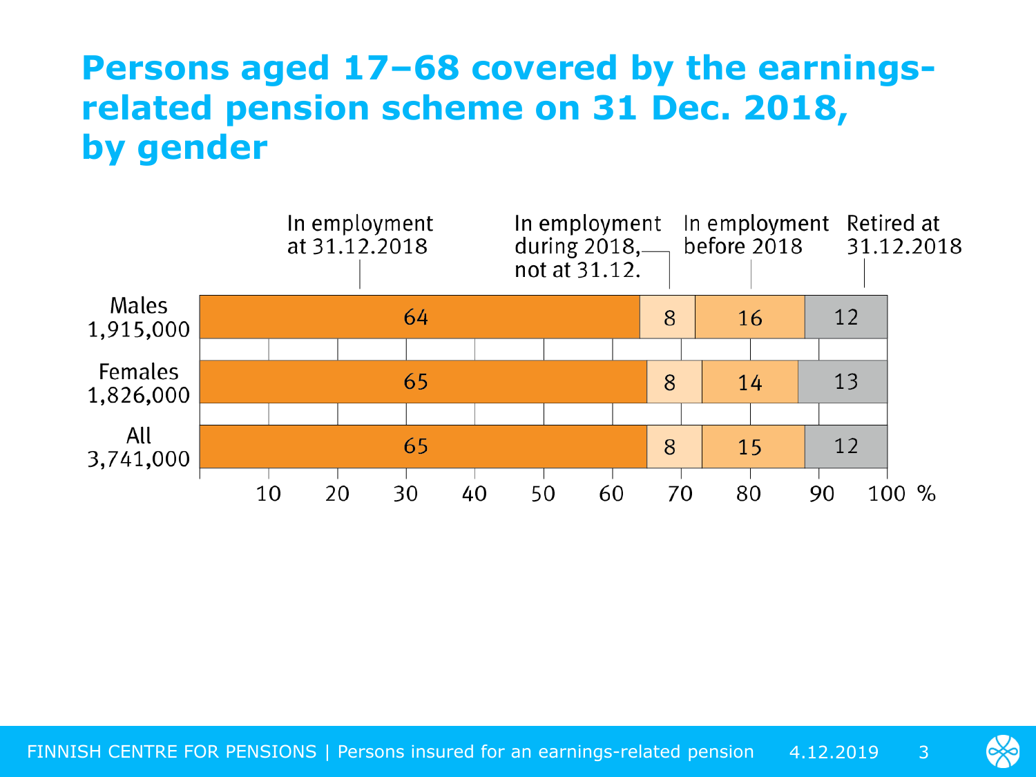# Persons aged 17–68 covered by the earnings-related pension scheme on 31 Dec. 2018, by gender

| | In employment at 31.12.2018 | In employment during 2018, not at 31.12. | In employment before 2018 | Retired at 31.12.2018 |
|---|---|---|---|---|
| Males 1,915,000 | 64 | 8 | 16 | 12 |
| Females 1,826,000 | 65 | 8 | 14 | 13 |
| All 3,741,000 | 65 | 8 | 15 | 12 |

%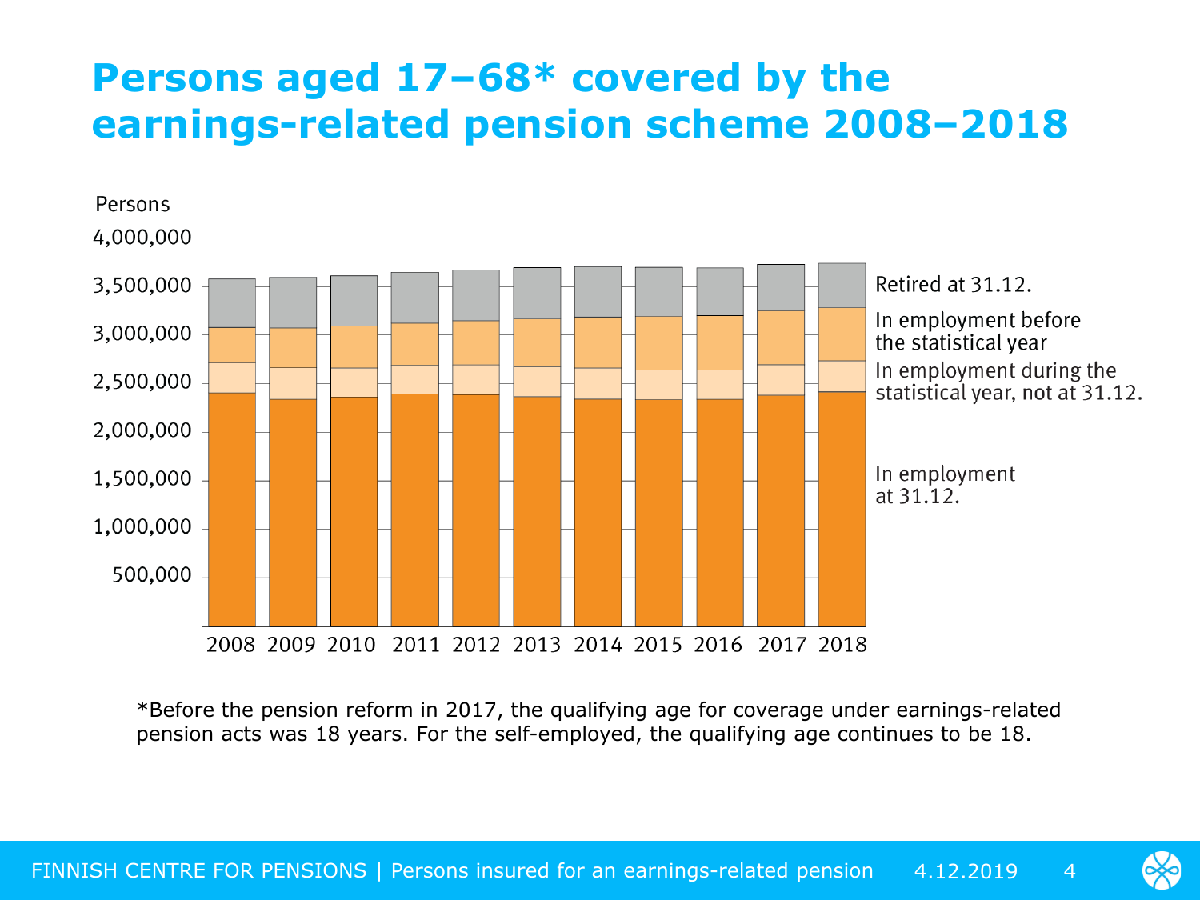# Persons aged 17–68* covered by the earnings-related pension scheme 2008–2018

Persons

4,000,000
3,500,000
3,000,000
2,500,000
2,000,000
1,500,000
1,000,000
500,000

2008 2009 2010 2011 2012 2013 2014 2015 2016 2017 2018

Retired at 31.12.

In employment before the statistical year

In employment during the statistical year, not at 31.12.

In employment at 31.12.

*Before the pension reform in 2017, the qualifying age for coverage under earnings-related pension acts was 18 years. For the self-employed, the qualifying age continues to be 18.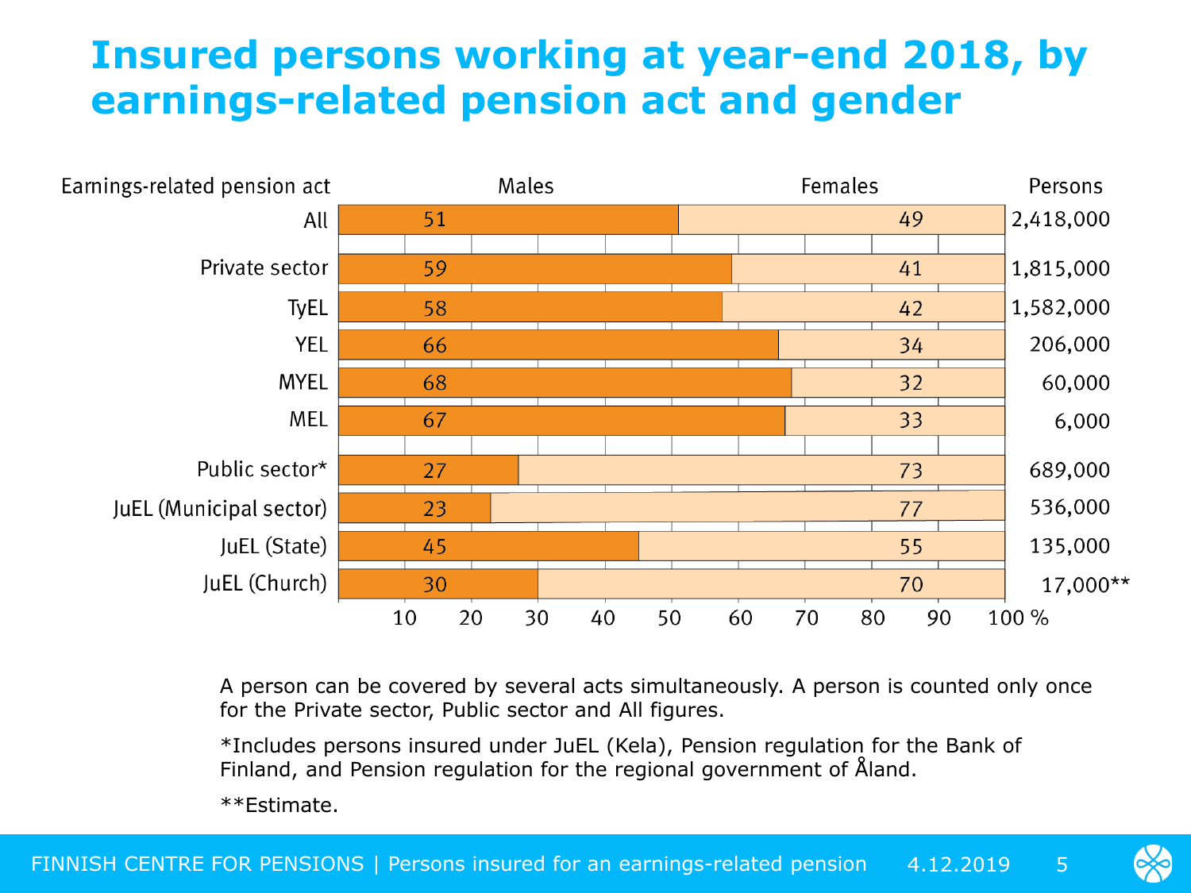# Insured persons working at year-end 2018, by earnings-related pension act and gender

| Earnings-related pension act | Males (%) | Females (%) | Persons |
|---|---|---|---|
| All | 51 | 49 | 2,418,000 |
| Private sector | 59 | 41 | 1,815,000 |
| TyEL | 58 | 42 | 1,582,000 |
| YEL | 66 | 34 | 206,000 |
| MYEL | 68 | 32 | 60,000 |
| MEL | 67 | 33 | 6,000 |
| Public sector* | 27 | 73 | 689,000 |
| JuEL (Municipal sector) | 23 | 77 | 536,000 |
| JuEL (State) | 45 | 55 | 135,000 |
| JuEL (Church) | 30 | 70 | 17,000** |

A person can be covered by several acts simultaneously. A person is counted only once for the Private sector, Public sector and All figures.

*Includes persons insured under JuEL (Kela), Pension regulation for the Bank of Finland, and Pension regulation for the regional government of Åland.

**Estimate.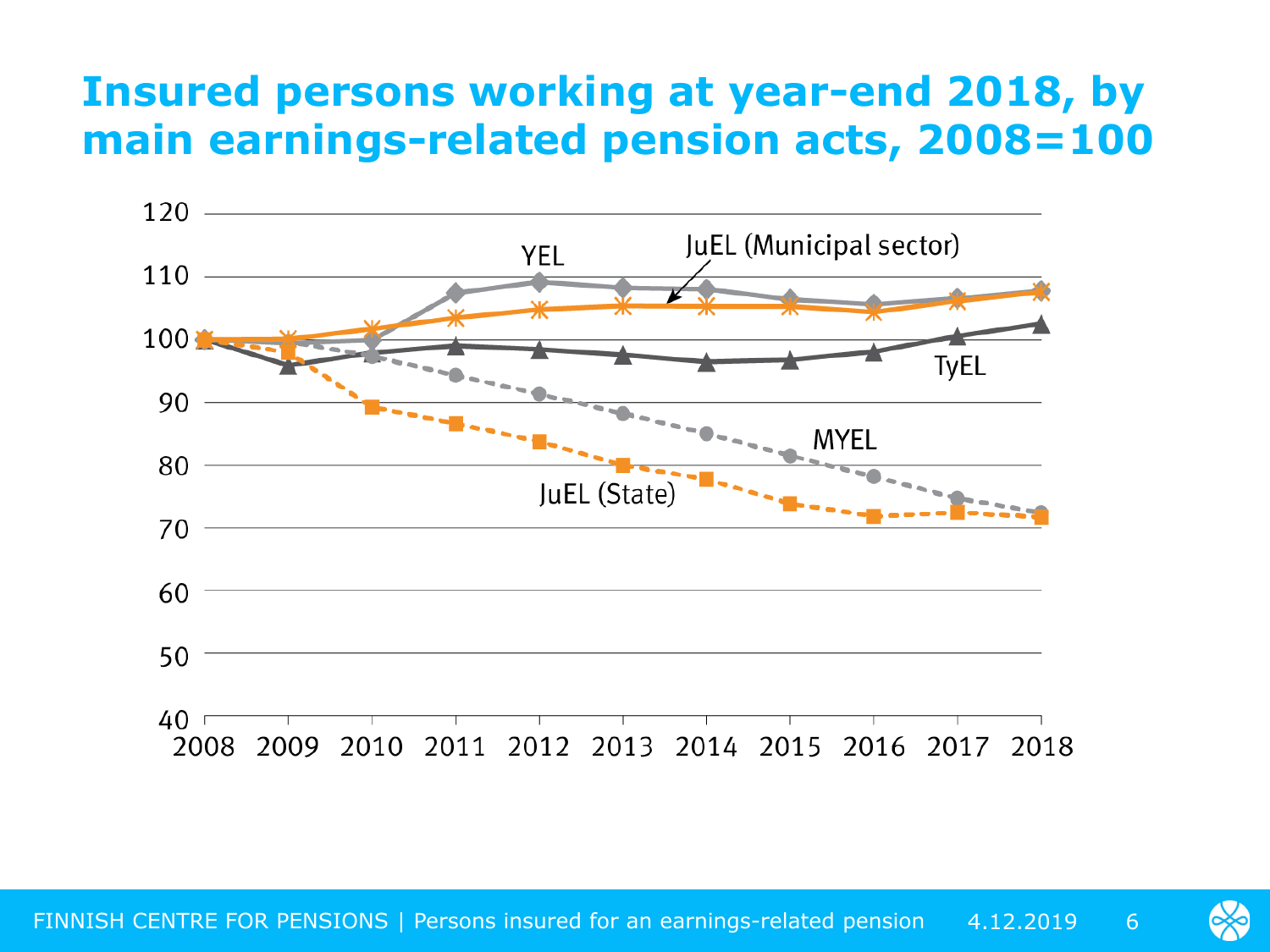# Insured persons working at year-end 2018, by main earnings-related pension acts, 2008=100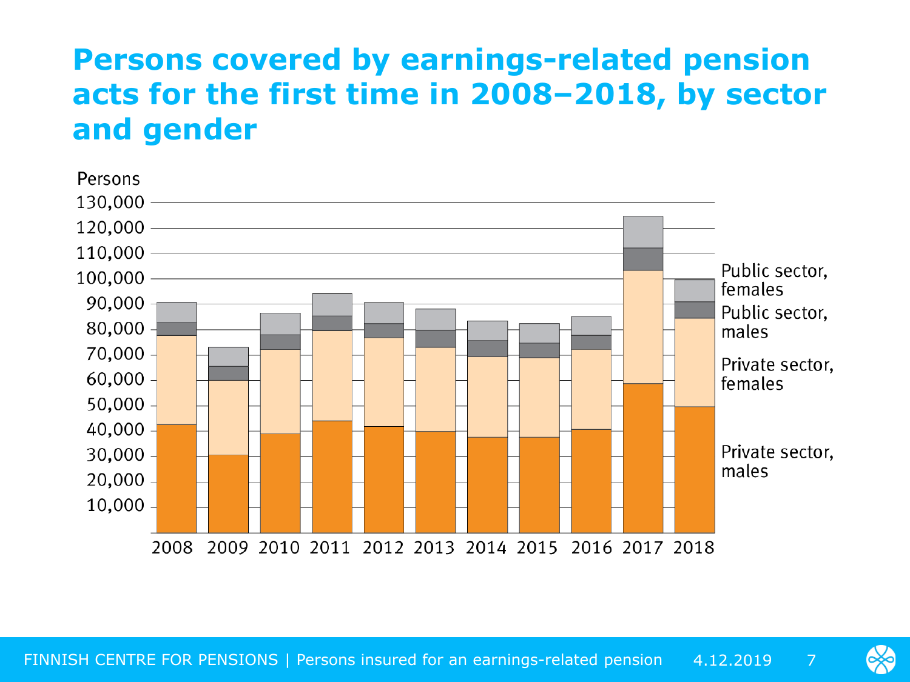# Persons covered by earnings-related pension acts for the first time in 2008–2018, by sector and gender

Persons

130,000
120,000
110,000
100,000
90,000
80,000
70,000
60,000
50,000
40,000
30,000
20,000
10,000

2008 2009 2010 2011 2012 2013 2014 2015 2016 2017 2018

Public sector, females

Public sector, males

Private sector, females

Private sector, males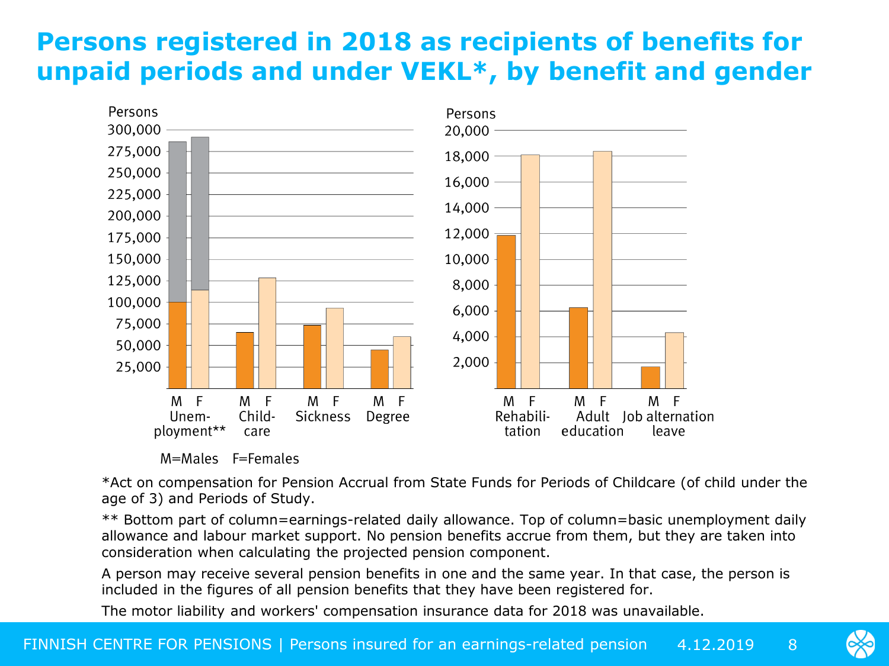# Persons registered in 2018 as recipients of benefits for unpaid periods and under VEKL*, by benefit and gender

Persons

300,000
275,000
250,000
225,000
200,000
175,000
150,000
125,000
100,000
75,000
50,000
25,000

M F Unem-ployment** | M F Child-care | M F Sickness | M F Degree

Persons

20,000
18,000
16,000
14,000
12,000
10,000
8,000
6,000
4,000
2,000

M F Rehabili-tation | M F Adult education | M F Job alternation leave

M=Males F=Females

*Act on compensation for Pension Accrual from State Funds for Periods of Childcare (of child under the age of 3) and Periods of Study.

** Bottom part of column=earnings-related daily allowance. Top of column=basic unemployment daily allowance and labour market support. No pension benefits accrue from them, but they are taken into consideration when calculating the projected pension component.

A person may receive several pension benefits in one and the same year. In that case, the person is included in the figures of all pension benefits that they have been registered for.

The motor liability and workers' compensation insurance data for 2018 was unavailable.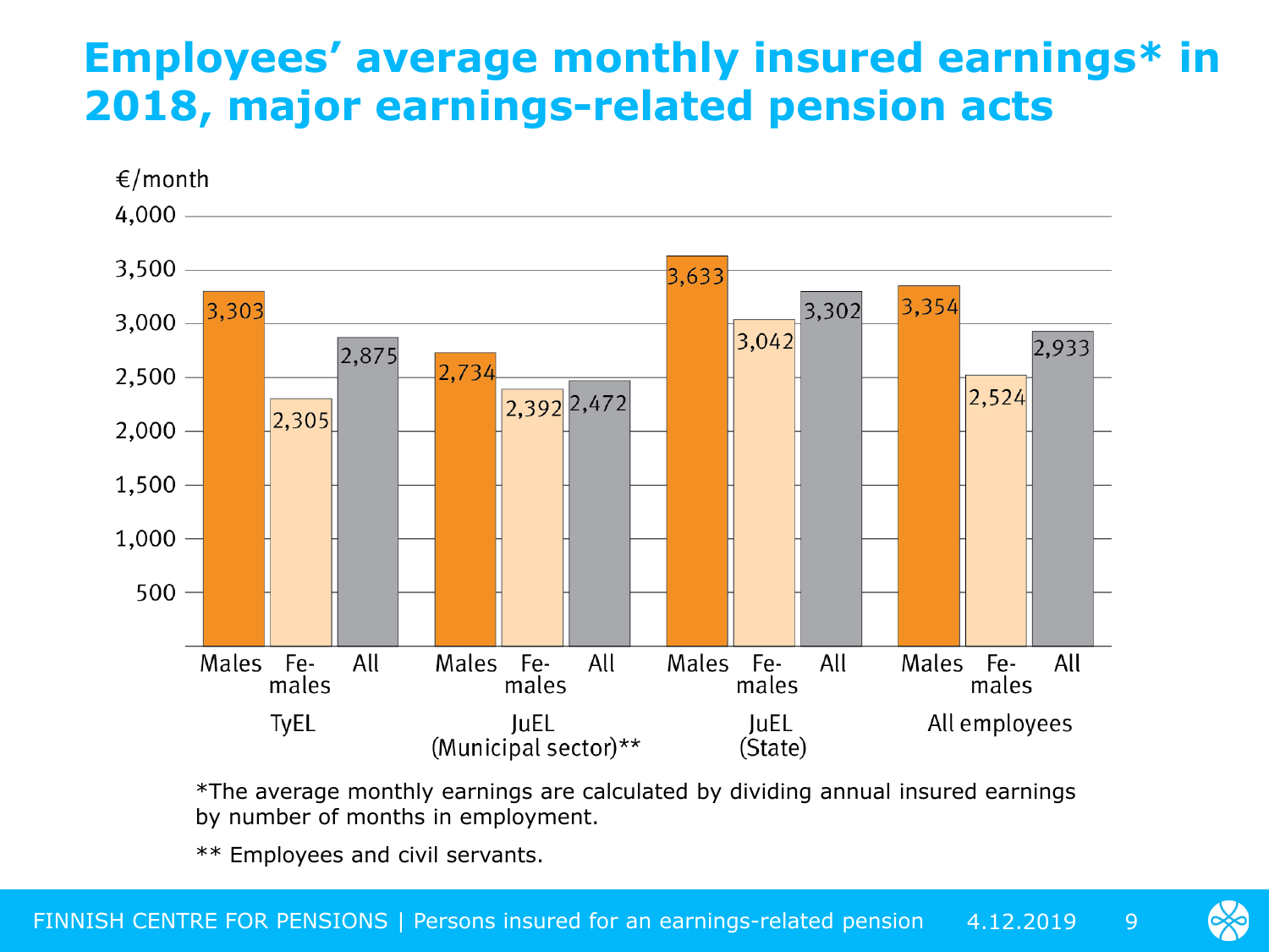# Employees' average monthly insured earnings* in 2018, major earnings-related pension acts

€/month

| | Males | Females | All |
|---|---|---|---|
| TyEL | 3,303 | 2,305 | 2,875 |
| JuEL (Municipal sector)** | 2,734 | 2,392 | 2,472 |
| JuEL (State) | 3,633 | 3,042 | 3,302 |
| All employees | 3,354 | 2,524 | 2,933 |

*The average monthly earnings are calculated by dividing annual insured earnings by number of months in employment.

** Employees and civil servants.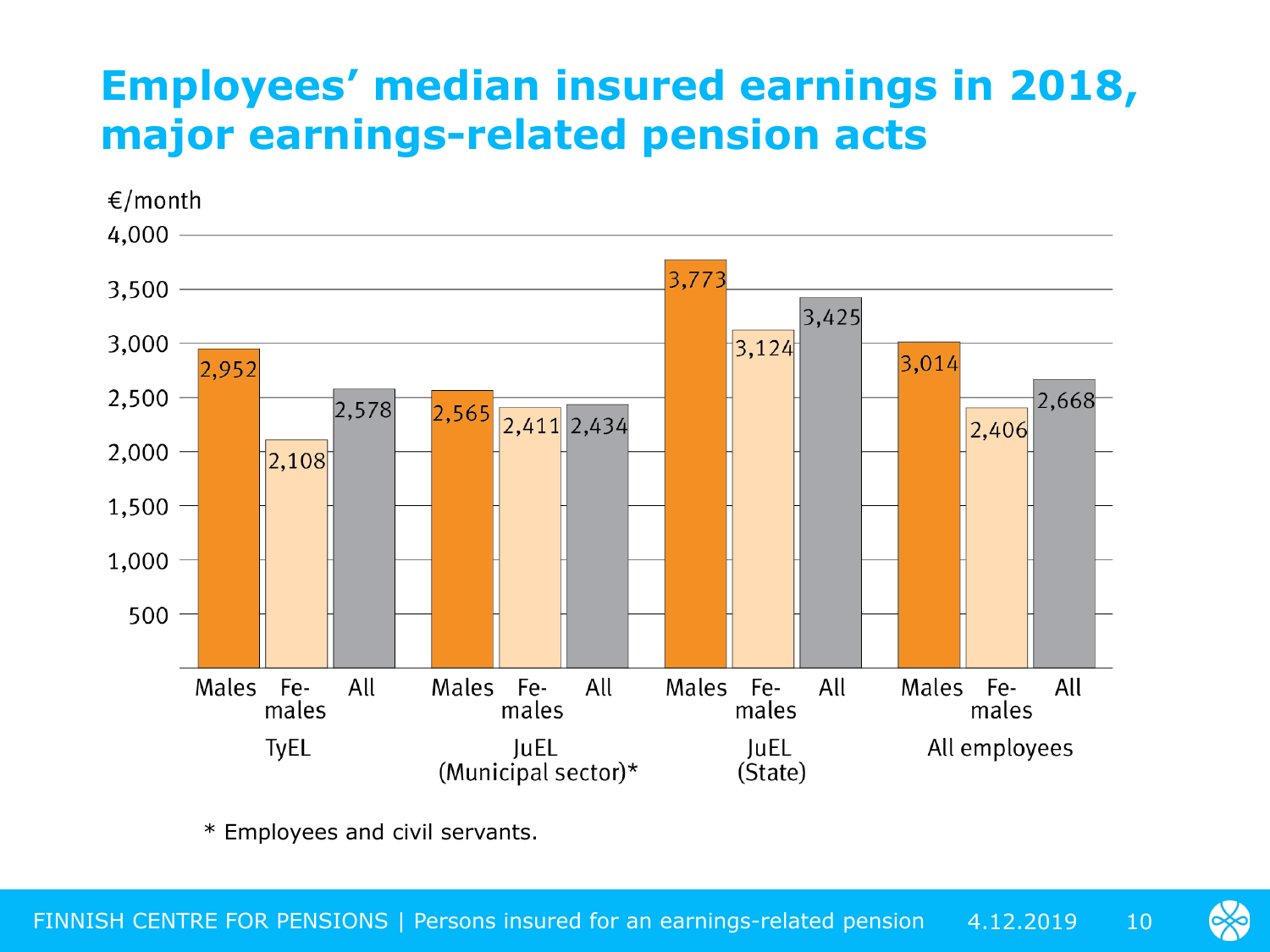# Employees' median insured earnings in 2018, major earnings-related pension acts

€/month

| | Males | Females | All |
|---|---|---|---|
| TyEL | 2,952 | 2,108 | 2,578 |
| JuEL (Municipal sector)* | 2,565 | 2,411 | 2,434 |
| JuEL (State) | 3,773 | 3,124 | 3,425 |
| All employees | 3,014 | 2,406 | 2,668 |

\* Employees and civil servants.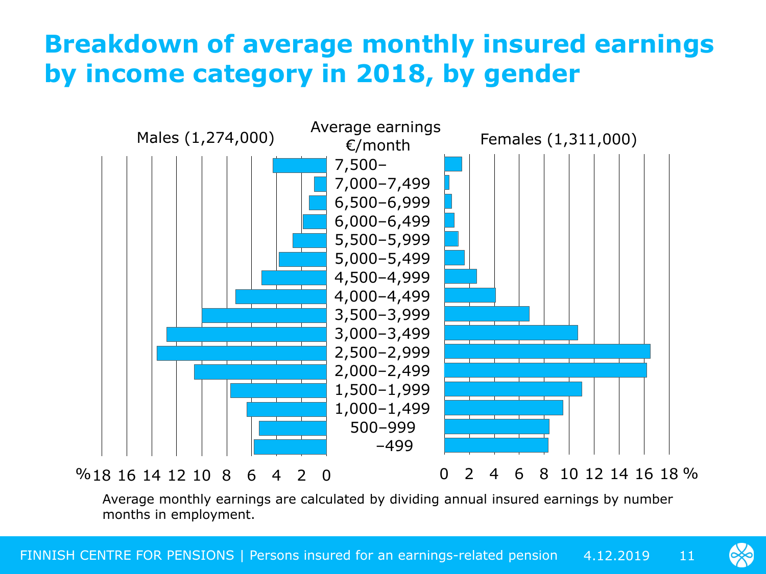# Breakdown of average monthly insured earnings by income category in 2018, by gender

Males (1,274,000)

Average earnings €/month

Females (1,311,000)

7,500–
7,000–7,499
6,500–6,999
6,000–6,499
5,500–5,999
5,000–5,499
4,500–4,999
4,000–4,499
3,500–3,999
3,000–3,499
2,500–2,999
2,000–2,499
1,500–1,999
1,000–1,499
500–999
–499

% 18 16 14 12 10 8 6 4 2 0

0 2 4 6 8 10 12 14 16 18 %

Average monthly earnings are calculated by dividing annual insured earnings by number months in employment.

FINNISH CENTRE FOR PENSIONS | Persons insured for an earnings-related pension 4.12.2019